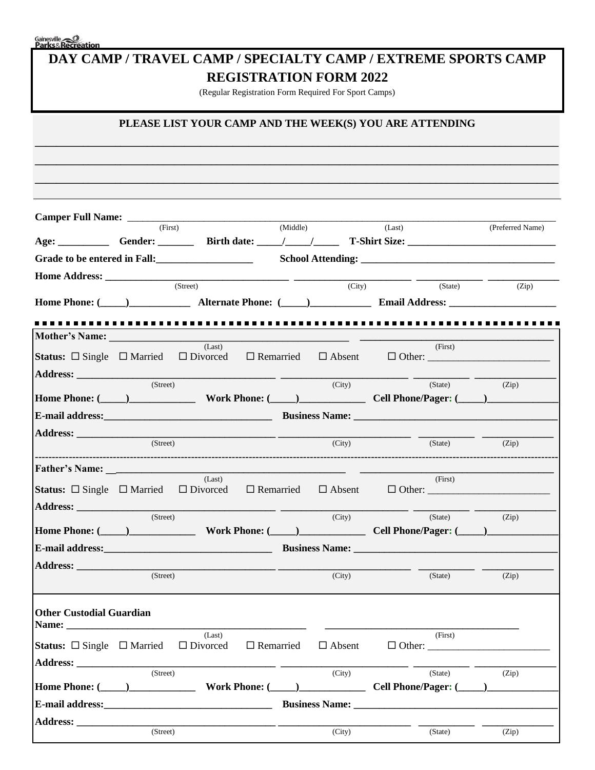Gainesville Parks & Recreation

# DAY CAMP / TRAVEL CAMP / SPECIALTY CAMP / EXTREME SPORTS CAMP REGISTRATION FORM 2022

(Regular Registration Form Required For Sport Camps)

## PLEASE LIST YOUR CAMP AND THE WEEK(S) YOU ARE ATTENDING

_______________________________________________________________________________

_______________________________________________________________________________

_______________________________________________________________________________

**Camper Full Name:** ____________________________________________________________
(First) (Middle) (Last) (Preferred Name)

**Age:** __________ **Gender:** _______ **Birth date:** _____/_____/_____ **T-Shirt Size:** ____________________________

**Grade to be entered in Fall:**___________________ **School Attending:** _____________________________________

**Home Address:** _________________________________ _____________________ ___________ ____________
(Street) (City) (State) (Zip)

**Home Phone: (_____)**___________ **Alternate Phone: (_____)**___________ **Email Address:** ____________________

---

**Mother's Name:** _____________________________________________ ____________________________________
(Last) (First)

**Status:** ☐ Single ☐ Married ☐ Divorced ☐ Remarried ☐ Absent ☐ Other: _______________________

**Address:** _____________________________________ ______________________ ___________ ______________
(Street) (City) (State) (Zip)

**Home Phone: (_____)**____________ **Work Phone: (_____)**____________ **Cell Phone/Pager: (_____)**_____________

**E-mail address:**_______________________________ **Business Name:** _____________________________________

**Address:** _____________________________________ ______________________ ___________ ______________
(Street) (City) (State) (Zip)

---

**Father's Name:** _____________________________________________ ____________________________________
(Last) (First)

**Status:** ☐ Single ☐ Married ☐ Divorced ☐ Remarried ☐ Absent ☐ Other: _______________________

**Address:** _____________________________________ ______________________ ___________ ______________
(Street) (City) (State) (Zip)

**Home Phone: (_____)**____________ **Work Phone: (_____)**____________ **Cell Phone/Pager: (_____)**_____________

**E-mail address:**_______________________________ **Business Name:** _____________________________________

**Address:** _____________________________________ ______________________ ___________ ______________
(Street) (City) (State) (Zip)

---

**Other Custodial Guardian**

**Name:** _____________________________________________ ____________________________________
(Last) (First)

**Status:** ☐ Single ☐ Married ☐ Divorced ☐ Remarried ☐ Absent ☐ Other: _______________________

**Address:** _____________________________________ ______________________ ___________ ______________
(Street) (City) (State) (Zip)

**Home Phone: (_____)**____________ **Work Phone: (_____)**____________ **Cell Phone/Pager: (_____)**_____________

**E-mail address:**_______________________________ **Business Name:** _____________________________________

**Address:** _____________________________________ ______________________ ___________ ______________
(Street) (City) (State) (Zip)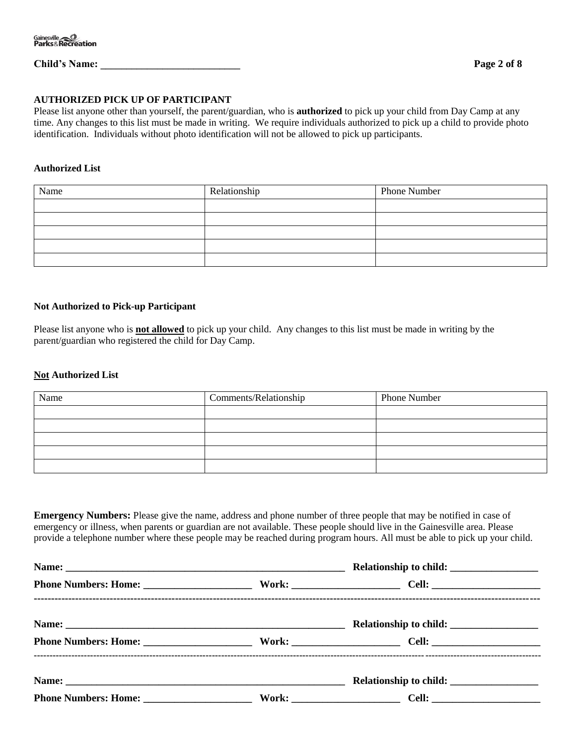**Child's Name: ___________________________**

## AUTHORIZED PICK UP OF PARTICIPANT

Please list anyone other than yourself, the parent/guardian, who is **authorized** to pick up your child from Day Camp at any time. Any changes to this list must be made in writing. We require individuals authorized to pick up a child to provide photo identification. Individuals without photo identification will not be allowed to pick up participants.

**Authorized List**

| Name | Relationship | Phone Number |
| --- | --- | --- |
| | | |
| | | |
| | | |
| | | |
| | | |

**Not Authorized to Pick-up Participant**

Please list anyone who is **not allowed** to pick up your child. Any changes to this list must be made in writing by the parent/guardian who registered the child for Day Camp.

**Not Authorized List**

| Name | Comments/Relationship | Phone Number |
| --- | --- | --- |
| | | |
| | | |
| | | |
| | | |
| | | |

**Emergency Numbers:** Please give the name, address and phone number of three people that may be notified in case of emergency or illness, when parents or guardian are not available. These people should live in the Gainesville area. Please provide a telephone number where these people may be reached during program hours. All must be able to pick up your child.

**Name:** ______________________________________________ **Relationship to child:** _________________

**Phone Numbers: Home:** ____________________ **Work:** ____________________ **Cell:** ____________________

---

**Name:** ______________________________________________ **Relationship to child:** _________________

**Phone Numbers: Home:** ____________________ **Work:** ____________________ **Cell:** ____________________

---

**Name:** ______________________________________________ **Relationship to child:** _________________

**Phone Numbers: Home:** ____________________ **Work:** ____________________ **Cell:** ____________________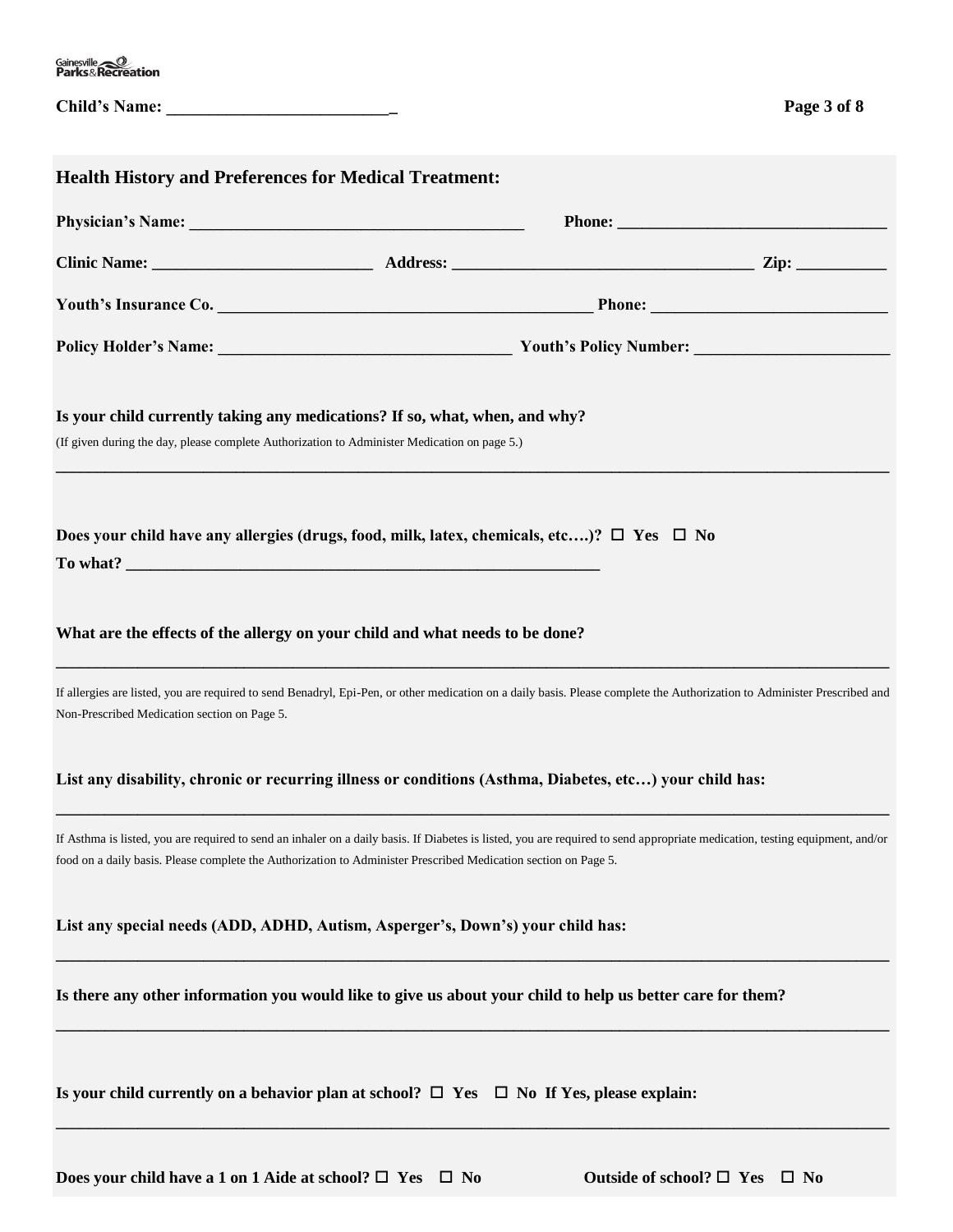**Child's Name: \_\_\_\_\_\_\_\_\_\_\_\_\_\_\_\_\_\_\_\_\_\_\_\_\_\_\_**

## Health History and Preferences for Medical Treatment:

**Physician's Name:** \_\_\_\_\_\_\_\_\_\_\_\_\_\_\_\_\_\_\_\_\_\_\_\_\_\_\_\_\_\_\_\_\_\_\_\_\_\_\_\_ **Phone:** \_\_\_\_\_\_\_\_\_\_\_\_\_\_\_\_\_\_\_\_\_\_\_\_\_\_\_\_\_\_\_\_

**Clinic Name:** \_\_\_\_\_\_\_\_\_\_\_\_\_\_\_\_\_\_\_\_\_\_\_\_\_\_ **Address:** \_\_\_\_\_\_\_\_\_\_\_\_\_\_\_\_\_\_\_\_\_\_\_\_\_\_\_\_\_\_\_\_\_\_\_\_ **Zip:** \_\_\_\_\_\_\_\_\_\_\_

**Youth's Insurance Co.** \_\_\_\_\_\_\_\_\_\_\_\_\_\_\_\_\_\_\_\_\_\_\_\_\_\_\_\_\_\_\_\_\_\_\_\_\_\_\_\_\_\_\_\_ **Phone:** \_\_\_\_\_\_\_\_\_\_\_\_\_\_\_\_\_\_\_\_\_\_\_\_\_\_\_\_

**Policy Holder's Name:** \_\_\_\_\_\_\_\_\_\_\_\_\_\_\_\_\_\_\_\_\_\_\_\_\_\_\_\_\_\_\_\_\_\_\_ **Youth's Policy Number:** \_\_\_\_\_\_\_\_\_\_\_\_\_\_\_\_\_\_\_\_\_\_\_

**Is your child currently taking any medications? If so, what, when, and why?**

(If given during the day, please complete Authorization to Administer Medication on page 5.)

\_\_\_\_\_\_\_\_\_\_\_\_\_\_\_\_\_\_\_\_\_\_\_\_\_\_\_\_\_\_\_\_\_\_\_\_\_\_\_\_\_\_\_\_\_\_\_\_\_\_\_\_\_\_\_\_\_\_\_\_\_\_\_\_\_\_\_\_\_\_\_\_\_\_\_\_\_\_\_\_\_\_\_\_\_\_\_\_\_\_\_\_\_\_\_\_\_\_\_\_

**Does your child have any allergies (drugs, food, milk, latex, chemicals, etc….)? ☐ Yes ☐ No**

**To what?** \_\_\_\_\_\_\_\_\_\_\_\_\_\_\_\_\_\_\_\_\_\_\_\_\_\_\_\_\_\_\_\_\_\_\_\_\_\_\_\_\_\_\_\_\_\_\_\_\_\_\_\_\_\_\_\_\_\_

**What are the effects of the allergy on your child and what needs to be done?**

\_\_\_\_\_\_\_\_\_\_\_\_\_\_\_\_\_\_\_\_\_\_\_\_\_\_\_\_\_\_\_\_\_\_\_\_\_\_\_\_\_\_\_\_\_\_\_\_\_\_\_\_\_\_\_\_\_\_\_\_\_\_\_\_\_\_\_\_\_\_\_\_\_\_\_\_\_\_\_\_\_\_\_\_\_\_\_\_\_\_\_\_\_\_\_\_\_\_\_\_

If allergies are listed, you are required to send Benadryl, Epi-Pen, or other medication on a daily basis. Please complete the Authorization to Administer Prescribed and Non-Prescribed Medication section on Page 5.

**List any disability, chronic or recurring illness or conditions (Asthma, Diabetes, etc…) your child has:**

\_\_\_\_\_\_\_\_\_\_\_\_\_\_\_\_\_\_\_\_\_\_\_\_\_\_\_\_\_\_\_\_\_\_\_\_\_\_\_\_\_\_\_\_\_\_\_\_\_\_\_\_\_\_\_\_\_\_\_\_\_\_\_\_\_\_\_\_\_\_\_\_\_\_\_\_\_\_\_\_\_\_\_\_\_\_\_\_\_\_\_\_\_\_\_\_\_\_\_\_

If Asthma is listed, you are required to send an inhaler on a daily basis. If Diabetes is listed, you are required to send appropriate medication, testing equipment, and/or food on a daily basis. Please complete the Authorization to Administer Prescribed Medication section on Page 5.

**List any special needs (ADD, ADHD, Autism, Asperger's, Down's) your child has:**

\_\_\_\_\_\_\_\_\_\_\_\_\_\_\_\_\_\_\_\_\_\_\_\_\_\_\_\_\_\_\_\_\_\_\_\_\_\_\_\_\_\_\_\_\_\_\_\_\_\_\_\_\_\_\_\_\_\_\_\_\_\_\_\_\_\_\_\_\_\_\_\_\_\_\_\_\_\_\_\_\_\_\_\_\_\_\_\_\_\_\_\_\_\_\_\_\_\_\_\_

**Is there any other information you would like to give us about your child to help us better care for them?**

\_\_\_\_\_\_\_\_\_\_\_\_\_\_\_\_\_\_\_\_\_\_\_\_\_\_\_\_\_\_\_\_\_\_\_\_\_\_\_\_\_\_\_\_\_\_\_\_\_\_\_\_\_\_\_\_\_\_\_\_\_\_\_\_\_\_\_\_\_\_\_\_\_\_\_\_\_\_\_\_\_\_\_\_\_\_\_\_\_\_\_\_\_\_\_\_\_\_\_\_

**Is your child currently on a behavior plan at school? ☐ Yes ☐ No If Yes, please explain:**

\_\_\_\_\_\_\_\_\_\_\_\_\_\_\_\_\_\_\_\_\_\_\_\_\_\_\_\_\_\_\_\_\_\_\_\_\_\_\_\_\_\_\_\_\_\_\_\_\_\_\_\_\_\_\_\_\_\_\_\_\_\_\_\_\_\_\_\_\_\_\_\_\_\_\_\_\_\_\_\_\_\_\_\_\_\_\_\_\_\_\_\_\_\_\_\_\_\_\_\_

**Does your child have a 1 on 1 Aide at school? ☐ Yes ☐ No** **Outside of school? ☐ Yes ☐ No**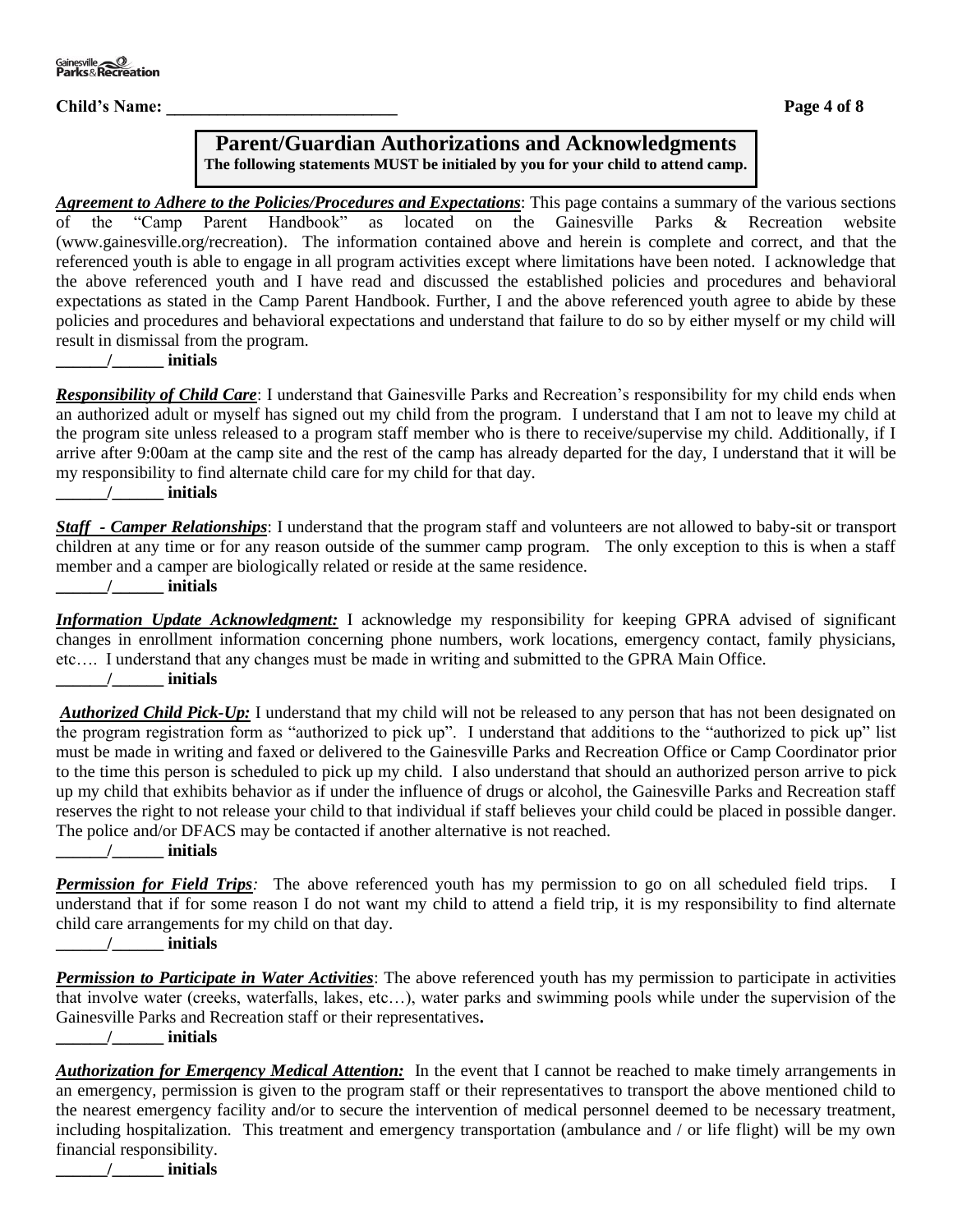Gainesville Parks & Recreation

**Child's Name: ___________________________**

## Parent/Guardian Authorizations and Acknowledgments

**The following statements MUST be initialed by you for your child to attend camp.**

***Agreement to Adhere to the Policies/Procedures and Expectations***: This page contains a summary of the various sections of the "Camp Parent Handbook" as located on the Gainesville Parks & Recreation website (www.gainesville.org/recreation). The information contained above and herein is complete and correct, and that the referenced youth is able to engage in all program activities except where limitations have been noted. I acknowledge that the above referenced youth and I have read and discussed the established policies and procedures and behavioral expectations as stated in the Camp Parent Handbook. Further, I and the above referenced youth agree to abide by these policies and procedures and behavioral expectations and understand that failure to do so by either myself or my child will result in dismissal from the program.

**______/______ initials**

***Responsibility of Child Care***: I understand that Gainesville Parks and Recreation's responsibility for my child ends when an authorized adult or myself has signed out my child from the program. I understand that I am not to leave my child at the program site unless released to a program staff member who is there to receive/supervise my child. Additionally, if I arrive after 9:00am at the camp site and the rest of the camp has already departed for the day, I understand that it will be my responsibility to find alternate child care for my child for that day.

**______/______ initials**

***Staff - Camper Relationships***: I understand that the program staff and volunteers are not allowed to baby-sit or transport children at any time or for any reason outside of the summer camp program. The only exception to this is when a staff member and a camper are biologically related or reside at the same residence.

**______/______ initials**

***Information Update Acknowledgment:*** I acknowledge my responsibility for keeping GPRA advised of significant changes in enrollment information concerning phone numbers, work locations, emergency contact, family physicians, etc…. I understand that any changes must be made in writing and submitted to the GPRA Main Office.

**______/______ initials**

***Authorized Child Pick-Up:*** I understand that my child will not be released to any person that has not been designated on the program registration form as "authorized to pick up". I understand that additions to the "authorized to pick up" list must be made in writing and faxed or delivered to the Gainesville Parks and Recreation Office or Camp Coordinator prior to the time this person is scheduled to pick up my child. I also understand that should an authorized person arrive to pick up my child that exhibits behavior as if under the influence of drugs or alcohol, the Gainesville Parks and Recreation staff reserves the right to not release your child to that individual if staff believes your child could be placed in possible danger. The police and/or DFACS may be contacted if another alternative is not reached.

**______/______ initials**

***Permission for Field Trips:*** The above referenced youth has my permission to go on all scheduled field trips. I understand that if for some reason I do not want my child to attend a field trip, it is my responsibility to find alternate child care arrangements for my child on that day.

**______/______ initials**

***Permission to Participate in Water Activities***: The above referenced youth has my permission to participate in activities that involve water (creeks, waterfalls, lakes, etc…), water parks and swimming pools while under the supervision of the Gainesville Parks and Recreation staff or their representatives**.**

**______/______ initials**

***Authorization for Emergency Medical Attention:*** In the event that I cannot be reached to make timely arrangements in an emergency, permission is given to the program staff or their representatives to transport the above mentioned child to the nearest emergency facility and/or to secure the intervention of medical personnel deemed to be necessary treatment, including hospitalization. This treatment and emergency transportation (ambulance and / or life flight) will be my own financial responsibility.

**______/______ initials**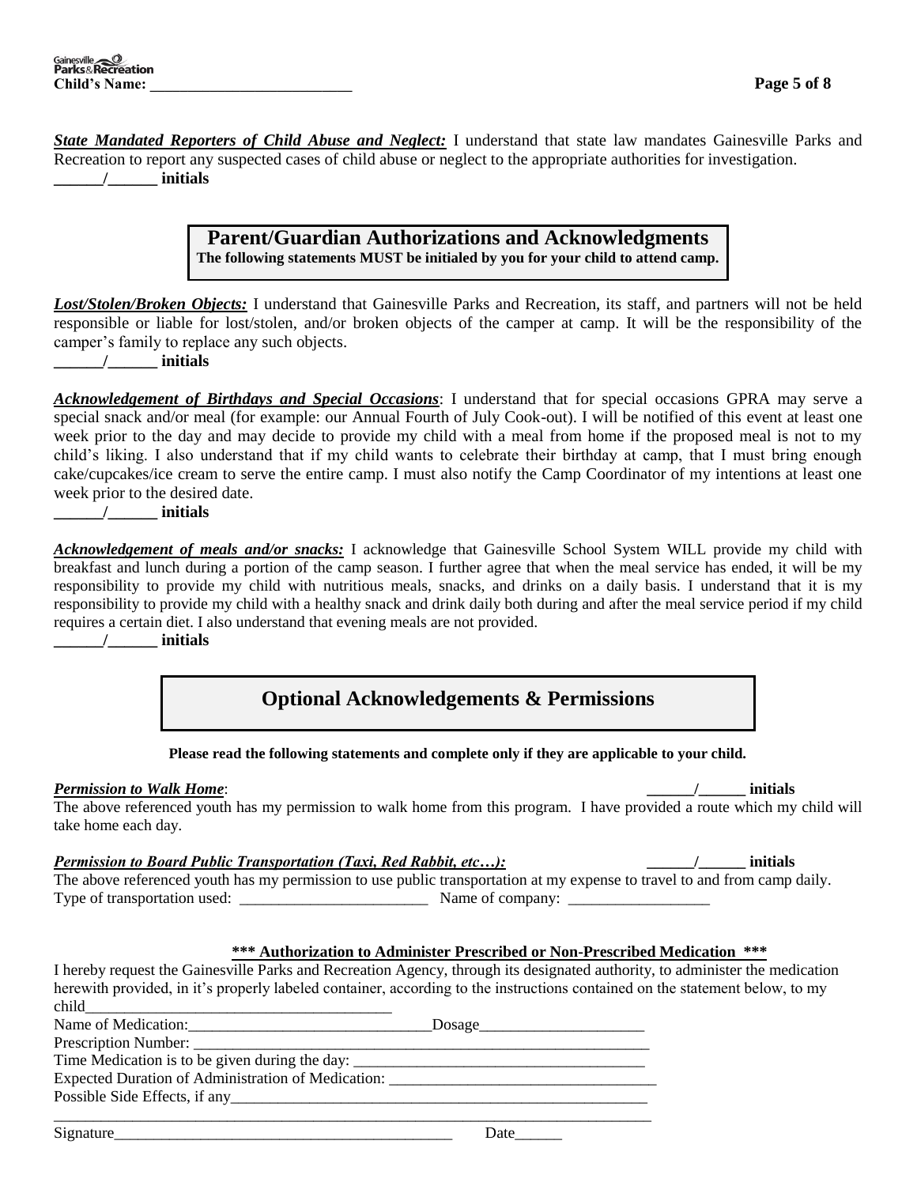**Child's Name: __________________________**

***State Mandated Reporters of Child Abuse and Neglect:*** I understand that state law mandates Gainesville Parks and Recreation to report any suspected cases of child abuse or neglect to the appropriate authorities for investigation.
**______/______ initials**

## Parent/Guardian Authorizations and Acknowledgments

**The following statements MUST be initialed by you for your child to attend camp.**

***Lost/Stolen/Broken Objects:*** I understand that Gainesville Parks and Recreation, its staff, and partners will not be held responsible or liable for lost/stolen, and/or broken objects of the camper at camp. It will be the responsibility of the camper's family to replace any such objects.
**______/______ initials**

***Acknowledgement of Birthdays and Special Occasions***: I understand that for special occasions GPRA may serve a special snack and/or meal (for example: our Annual Fourth of July Cook-out). I will be notified of this event at least one week prior to the day and may decide to provide my child with a meal from home if the proposed meal is not to my child's liking. I also understand that if my child wants to celebrate their birthday at camp, that I must bring enough cake/cupcakes/ice cream to serve the entire camp. I must also notify the Camp Coordinator of my intentions at least one week prior to the desired date.
**______/______ initials**

***Acknowledgement of meals and/or snacks:*** I acknowledge that Gainesville School System WILL provide my child with breakfast and lunch during a portion of the camp season. I further agree that when the meal service has ended, it will be my responsibility to provide my child with nutritious meals, snacks, and drinks on a daily basis. I understand that it is my responsibility to provide my child with a healthy snack and drink daily both during and after the meal service period if my child requires a certain diet. I also understand that evening meals are not provided.
**______/______ initials**

## Optional Acknowledgements & Permissions

**Please read the following statements and complete only if they are applicable to your child.**

***Permission to Walk Home***: **______/______ initials**
The above referenced youth has my permission to walk home from this program. I have provided a route which my child will take home each day.

***Permission to Board Public Transportation (Taxi, Red Rabbit, etc…):*** **______/______ initials**
The above referenced youth has my permission to use public transportation at my expense to travel to and from camp daily.
Type of transportation used: ________________________ Name of company: __________________

### *** Authorization to Administer Prescribed or Non-Prescribed Medication ***

I hereby request the Gainesville Parks and Recreation Agency, through its designated authority, to administer the medication herewith provided, in it's properly labeled container, according to the instructions contained on the statement below, to my child_________________________________________

Name of Medication:_______________________________Dosage_____________________
Prescription Number: ______________________________________________________________
Time Medication is to be given during the day: ____________________________________
Expected Duration of Administration of Medication: ___________________________________
Possible Side Effects, if any_______________________________________________________
_____________________________________________________________________________
Signature____________________________________________ Date______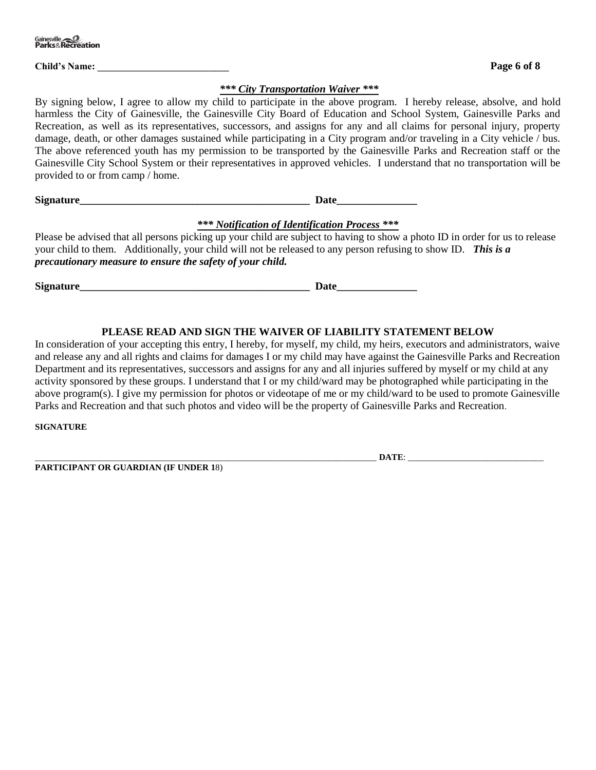**Child's Name: ___________________________**

***\*\*\* City Transportation Waiver \*\*\****

By signing below, I agree to allow my child to participate in the above program. I hereby release, absolve, and hold harmless the City of Gainesville, the Gainesville City Board of Education and School System, Gainesville Parks and Recreation, as well as its representatives, successors, and assigns for any and all claims for personal injury, property damage, death, or other damages sustained while participating in a City program and/or traveling in a City vehicle / bus. The above referenced youth has my permission to be transported by the Gainesville Parks and Recreation staff or the Gainesville City School System or their representatives in approved vehicles. I understand that no transportation will be provided to or from camp / home.

**Signature_____________________________________________ Date_______________**

***\*\*\* Notification of Identification Process \*\*\****

Please be advised that all persons picking up your child are subject to having to show a photo ID in order for us to release your child to them. Additionally, your child will not be released to any person refusing to show ID. ***This is a precautionary measure to ensure the safety of your child.***

**Signature_____________________________________________ Date_______________**

**PLEASE READ AND SIGN THE WAIVER OF LIABILITY STATEMENT BELOW**

In consideration of your accepting this entry, I hereby, for myself, my child, my heirs, executors and administrators, waive and release any and all rights and claims for damages I or my child may have against the Gainesville Parks and Recreation Department and its representatives, successors and assigns for any and all injuries suffered by myself or my child at any activity sponsored by these groups. I understand that I or my child/ward may be photographed while participating in the above program(s). I give my permission for photos or videotape of me or my child/ward to be used to promote Gainesville Parks and Recreation and that such photos and video will be the property of Gainesville Parks and Recreation.

**SIGNATURE**

___________________________________________________________________________ **DATE**: ______________________________

**PARTICIPANT OR GUARDIAN (IF UNDER 1**8)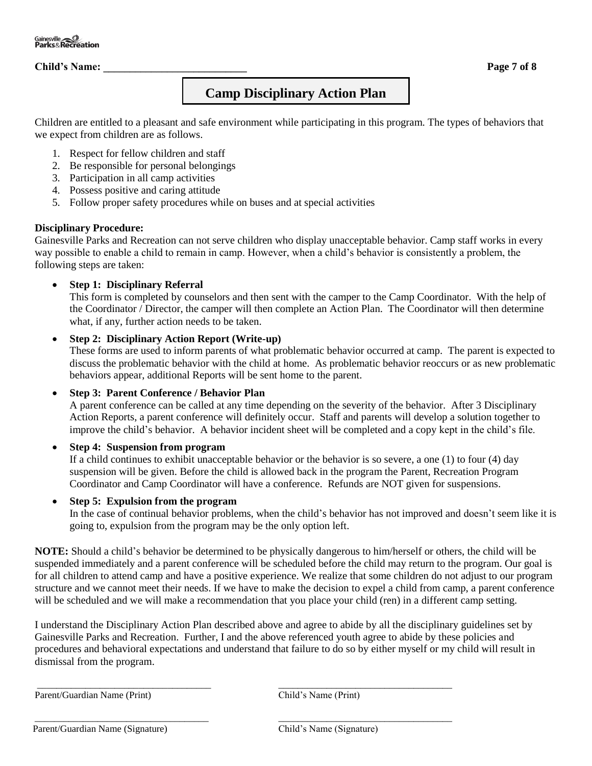**Child's Name: ___________________________**

# Camp Disciplinary Action Plan

Children are entitled to a pleasant and safe environment while participating in this program. The types of behaviors that we expect from children are as follows.

1. Respect for fellow children and staff
2. Be responsible for personal belongings
3. Participation in all camp activities
4. Possess positive and caring attitude
5. Follow proper safety procedures while on buses and at special activities

**Disciplinary Procedure:**

Gainesville Parks and Recreation can not serve children who display unacceptable behavior. Camp staff works in every way possible to enable a child to remain in camp. However, when a child's behavior is consistently a problem, the following steps are taken:

- **Step 1: Disciplinary Referral**
  This form is completed by counselors and then sent with the camper to the Camp Coordinator. With the help of the Coordinator / Director, the camper will then complete an Action Plan. The Coordinator will then determine what, if any, further action needs to be taken.

- **Step 2: Disciplinary Action Report (Write-up)**
  These forms are used to inform parents of what problematic behavior occurred at camp. The parent is expected to discuss the problematic behavior with the child at home. As problematic behavior reoccurs or as new problematic behaviors appear, additional Reports will be sent home to the parent.

- **Step 3: Parent Conference / Behavior Plan**
  A parent conference can be called at any time depending on the severity of the behavior. After 3 Disciplinary Action Reports, a parent conference will definitely occur. Staff and parents will develop a solution together to improve the child's behavior. A behavior incident sheet will be completed and a copy kept in the child's file.

- **Step 4: Suspension from program**
  If a child continues to exhibit unacceptable behavior or the behavior is so severe, a one (1) to four (4) day suspension will be given. Before the child is allowed back in the program the Parent, Recreation Program Coordinator and Camp Coordinator will have a conference. Refunds are NOT given for suspensions.

- **Step 5: Expulsion from the program**
  In the case of continual behavior problems, when the child's behavior has not improved and doesn't seem like it is going to, expulsion from the program may be the only option left.

**NOTE:** Should a child's behavior be determined to be physically dangerous to him/herself or others, the child will be suspended immediately and a parent conference will be scheduled before the child may return to the program. Our goal is for all children to attend camp and have a positive experience. We realize that some children do not adjust to our program structure and we cannot meet their needs. If we have to make the decision to expel a child from camp, a parent conference will be scheduled and we will make a recommendation that you place your child (ren) in a different camp setting.

I understand the Disciplinary Action Plan described above and agree to abide by all the disciplinary guidelines set by Gainesville Parks and Recreation. Further, I and the above referenced youth agree to abide by these policies and procedures and behavioral expectations and understand that failure to do so by either myself or my child will result in dismissal from the program.

___________________________________ ___________________________________

Parent/Guardian Name (Print) Child's Name (Print)

___________________________________ ___________________________________

Parent/Guardian Name (Signature) Child's Name (Signature)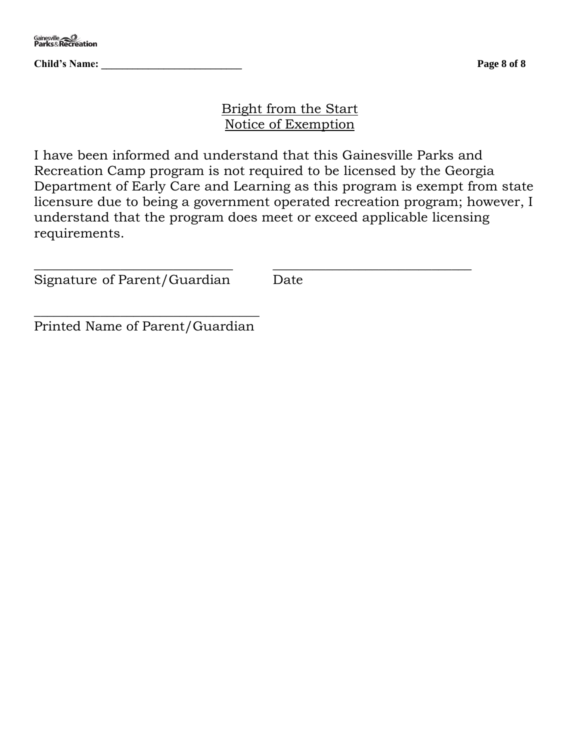**Child's Name: ___________________________**

## Bright from the Start
## Notice of Exemption

I have been informed and understand that this Gainesville Parks and Recreation Camp program is not required to be licensed by the Georgia Department of Early Care and Learning as this program is exempt from state licensure due to being a government operated recreation program; however, I understand that the program does meet or exceed applicable licensing requirements.

______________________________ ______________________________
Signature of Parent/Guardian Date

__________________________________
Printed Name of Parent/Guardian